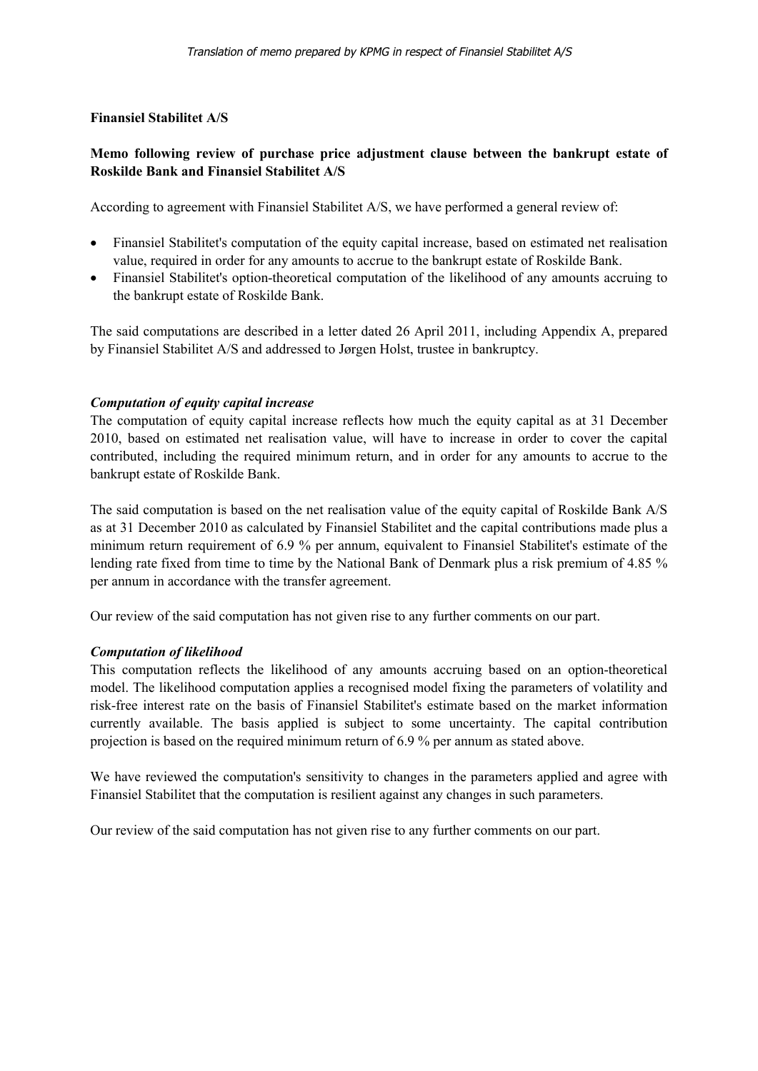**Finansiel Stabilitet A/S**

**Memo following review of purchase price adjustment clause between the bankrupt estate of Roskilde Bank and Finansiel Stabilitet A/S**

According to agreement with Finansiel Stabilitet A/S, we have performed a general review of:

- Finansiel Stabilitet's computation of the equity capital increase, based on estimated net realisation value, required in order for any amounts to accrue to the bankrupt estate of Roskilde Bank.
- Finansiel Stabilitet's option-theoretical computation of the likelihood of any amounts accruing to the bankrupt estate of Roskilde Bank.

The said computations are described in a letter dated 26 April 2011, including Appendix A, prepared by Finansiel Stabilitet A/S and addressed to Jørgen Holst, trustee in bankruptcy.

***Computation of equity capital increase***

The computation of equity capital increase reflects how much the equity capital as at 31 December 2010, based on estimated net realisation value, will have to increase in order to cover the capital contributed, including the required minimum return, and in order for any amounts to accrue to the bankrupt estate of Roskilde Bank.

The said computation is based on the net realisation value of the equity capital of Roskilde Bank A/S as at 31 December 2010 as calculated by Finansiel Stabilitet and the capital contributions made plus a minimum return requirement of 6.9 % per annum, equivalent to Finansiel Stabilitet's estimate of the lending rate fixed from time to time by the National Bank of Denmark plus a risk premium of 4.85 % per annum in accordance with the transfer agreement.

Our review of the said computation has not given rise to any further comments on our part.

***Computation of likelihood***

This computation reflects the likelihood of any amounts accruing based on an option-theoretical model. The likelihood computation applies a recognised model fixing the parameters of volatility and risk-free interest rate on the basis of Finansiel Stabilitet's estimate based on the market information currently available. The basis applied is subject to some uncertainty. The capital contribution projection is based on the required minimum return of 6.9 % per annum as stated above.

We have reviewed the computation's sensitivity to changes in the parameters applied and agree with Finansiel Stabilitet that the computation is resilient against any changes in such parameters.

Our review of the said computation has not given rise to any further comments on our part.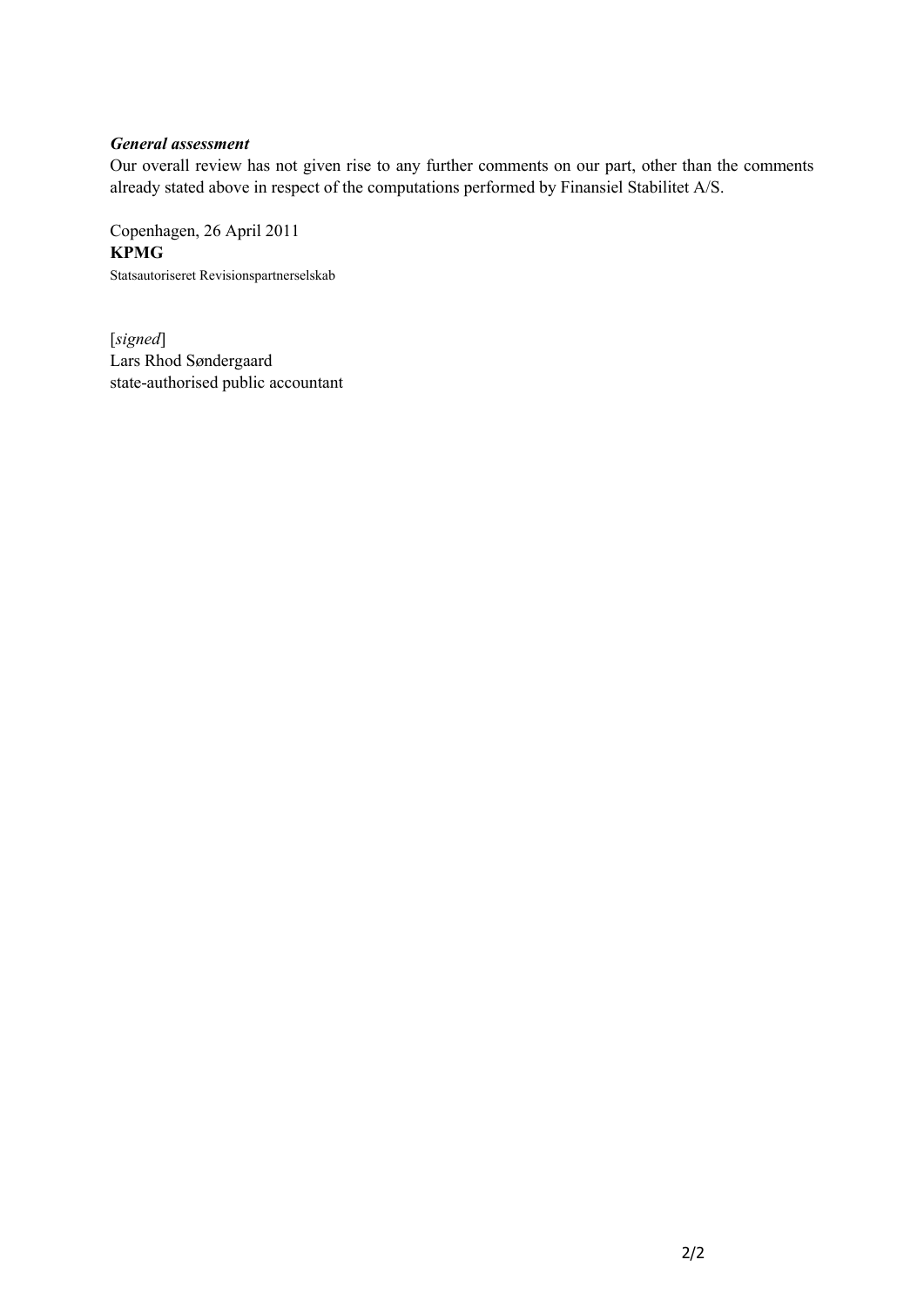***General assessment***

Our overall review has not given rise to any further comments on our part, other than the comments already stated above in respect of the computations performed by Finansiel Stabilitet A/S.

Copenhagen, 26 April 2011

**KPMG**

Statsautoriseret Revisionspartnerselskab

[*signed*]

Lars Rhod Søndergaard

state-authorised public accountant